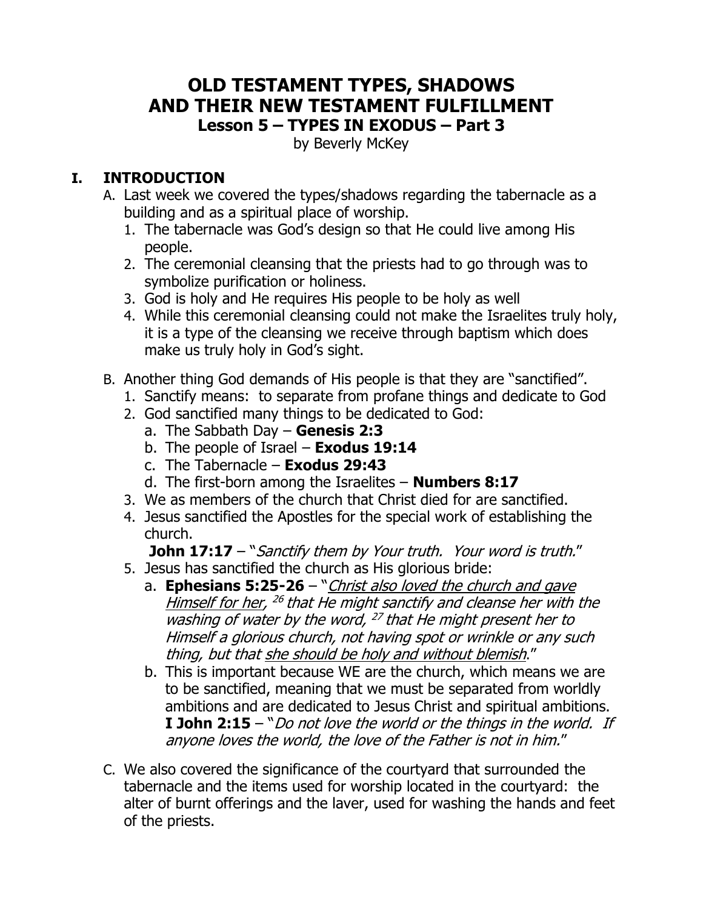# OLD TESTAMENT TYPES, SHADOWS AND THEIR NEW TESTAMENT FULFILLMENT

## Lesson 5 – TYPES IN EXODUS – Part 3

by Beverly McKey

## I. INTRODUCTION

A. Last week we covered the types/shadows regarding the tabernacle as a building and as a spiritual place of worship.

1. The tabernacle was God's design so that He could live among His people.
2. The ceremonial cleansing that the priests had to go through was to symbolize purification or holiness.
3. God is holy and He requires His people to be holy as well
4. While this ceremonial cleansing could not make the Israelites truly holy, it is a type of the cleansing we receive through baptism which does make us truly holy in God's sight.

B. Another thing God demands of His people is that they are "sanctified".

1. Sanctify means: to separate from profane things and dedicate to God
2. God sanctified many things to be dedicated to God:
   a. The Sabbath Day – **Genesis 2:3**
   b. The people of Israel – **Exodus 19:14**
   c. The Tabernacle – **Exodus 29:43**
   d. The first-born among the Israelites – **Numbers 8:17**
3. We as members of the church that Christ died for are sanctified.
4. Jesus sanctified the Apostles for the special work of establishing the church.
   **John 17:17** – "*Sanctify them by Your truth. Your word is truth.*"
5. Jesus has sanctified the church as His glorious bride:
   a. **Ephesians 5:25-26** – "*<u>Christ also loved the church and gave Himself for her</u>, [26] that He might sanctify and cleanse her with the washing of water by the word, [27] that He might present her to Himself a glorious church, not having spot or wrinkle or any such thing, but that <u>she should be holy and without blemish</u>.*"
   b. This is important because WE are the church, which means we are to be sanctified, meaning that we must be separated from worldly ambitions and are dedicated to Jesus Christ and spiritual ambitions.
   **I John 2:15** – "*Do not love the world or the things in the world. If anyone loves the world, the love of the Father is not in him.*"

C. We also covered the significance of the courtyard that surrounded the tabernacle and the items used for worship located in the courtyard: the alter of burnt offerings and the laver, used for washing the hands and feet of the priests.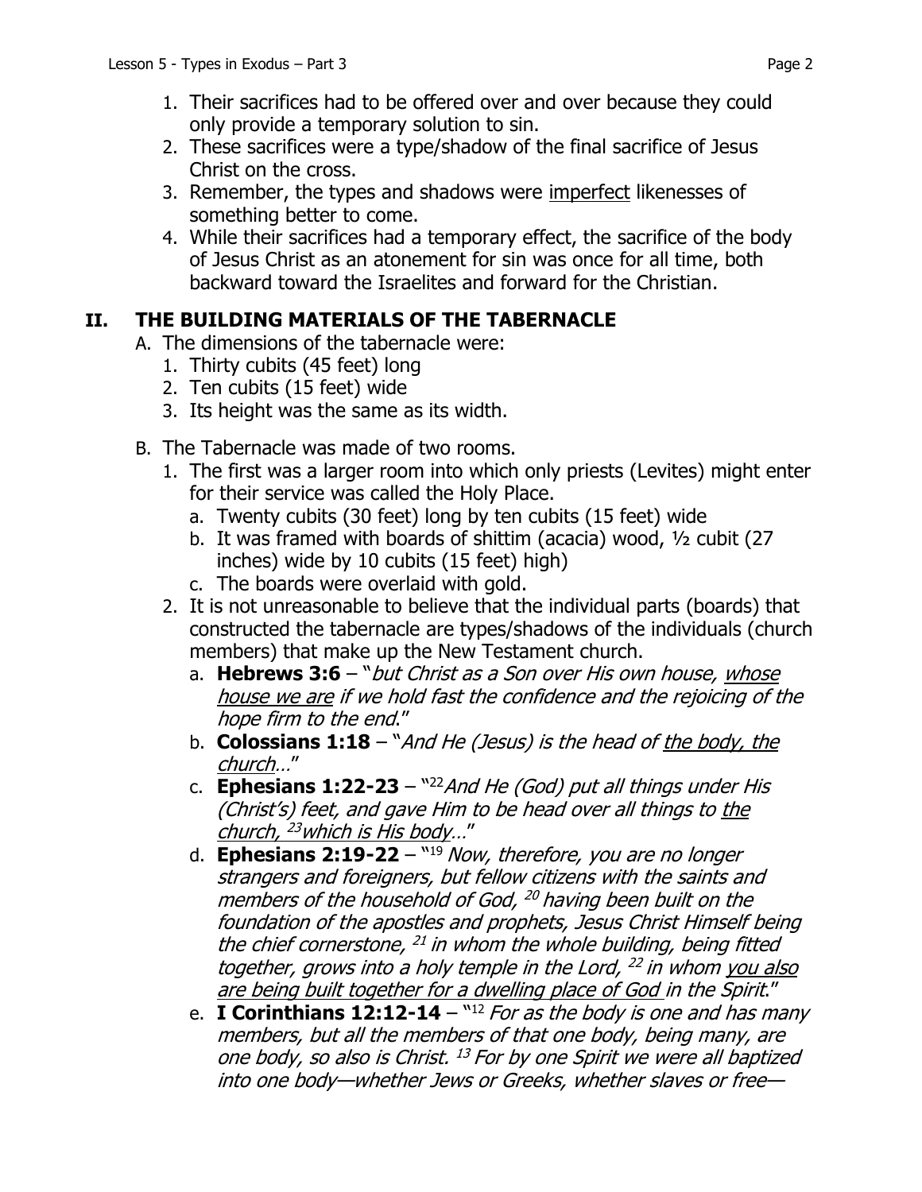1. Their sacrifices had to be offered over and over because they could only provide a temporary solution to sin.
2. These sacrifices were a type/shadow of the final sacrifice of Jesus Christ on the cross.
3. Remember, the types and shadows were <u>imperfect</u> likenesses of something better to come.
4. While their sacrifices had a temporary effect, the sacrifice of the body of Jesus Christ as an atonement for sin was once for all time, both backward toward the Israelites and forward for the Christian.

## II. THE BUILDING MATERIALS OF THE TABERNACLE

A. The dimensions of the tabernacle were:
   1. Thirty cubits (45 feet) long
   2. Ten cubits (15 feet) wide
   3. Its height was the same as its width.

B. The Tabernacle was made of two rooms.
   1. The first was a larger room into which only priests (Levites) might enter for their service was called the Holy Place.
      a. Twenty cubits (30 feet) long by ten cubits (15 feet) wide
      b. It was framed with boards of shittim (acacia) wood, ½ cubit (27 inches) wide by 10 cubits (15 feet) high)
      c. The boards were overlaid with gold.
   2. It is not unreasonable to believe that the individual parts (boards) that constructed the tabernacle are types/shadows of the individuals (church members) that make up the New Testament church.
      a. **Hebrews 3:6** – "*but Christ as a Son over His own house, <u>whose house we are</u> if we hold fast the confidence and the rejoicing of the hope firm to the end*."
      b. **Colossians 1:18** – "*And He (Jesus) is the head of <u>the body, the church</u>…*"
      c. **Ephesians 1:22-23** – "[22] *And He (God) put all things under His (Christ's) feet, and gave Him to be head over all things to <u>the church, [23] which is His body</u>…*"
      d. **Ephesians 2:19-22** – "[19] *Now, therefore, you are no longer strangers and foreigners, but fellow citizens with the saints and members of the household of God, [20] having been built on the foundation of the apostles and prophets, Jesus Christ Himself being the chief cornerstone, [21] in whom the whole building, being fitted together, grows into a holy temple in the Lord, [22] in whom <u>you also are being built together for a dwelling place of God</u> in the Spirit*."
      e. **I Corinthians 12:12-14** – "[12] *For as the body is one and has many members, but all the members of that one body, being many, are one body, so also is Christ. [13] For by one Spirit we were all baptized into one body—whether Jews or Greeks, whether slaves or free—*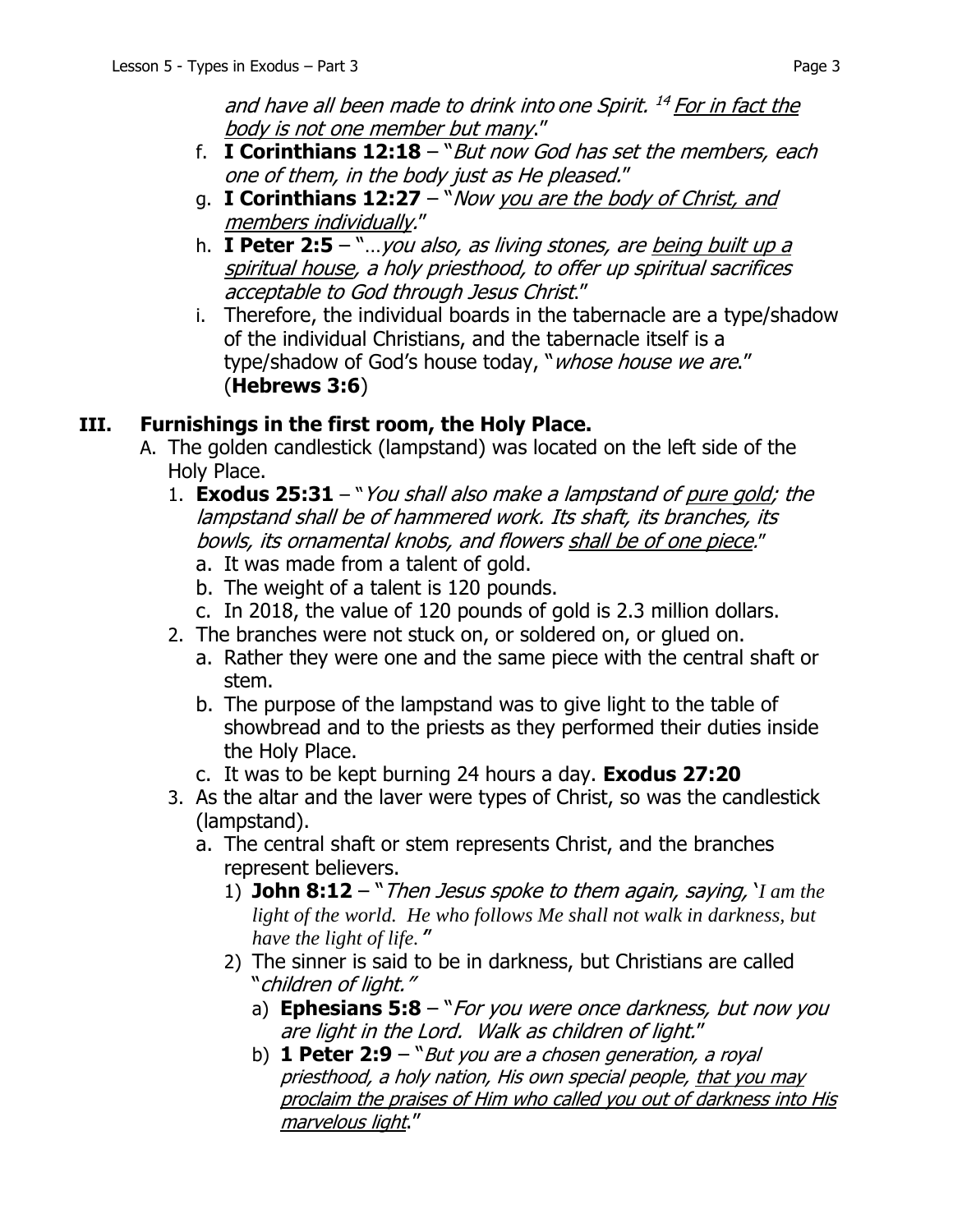*and have all been made to drink into one Spirit.* [14] *For in fact the body is not one member but many*."

f. **I Corinthians 12:18** – "*But now God has set the members, each one of them, in the body just as He pleased.*"

g. **I Corinthians 12:27** – "*Now you are the body of Christ, and members individually.*"

h. **I Peter 2:5** – "…*you also, as living stones, are being built up a spiritual house, a holy priesthood, to offer up spiritual sacrifices acceptable to God through Jesus Christ*."

i. Therefore, the individual boards in the tabernacle are a type/shadow of the individual Christians, and the tabernacle itself is a type/shadow of God's house today, "*whose house we are*." (**Hebrews 3:6**)

## III. Furnishings in the first room, the Holy Place.

A. The golden candlestick (lampstand) was located on the left side of the Holy Place.

1. **Exodus 25:31** – "*You shall also make a lampstand of pure gold; the lampstand shall be of hammered work. Its shaft, its branches, its bowls, its ornamental knobs, and flowers shall be of one piece*."
   a. It was made from a talent of gold.
   b. The weight of a talent is 120 pounds.
   c. In 2018, the value of 120 pounds of gold is 2.3 million dollars.
2. The branches were not stuck on, or soldered on, or glued on.
   a. Rather they were one and the same piece with the central shaft or stem.
   b. The purpose of the lampstand was to give light to the table of showbread and to the priests as they performed their duties inside the Holy Place.
   c. It was to be kept burning 24 hours a day. **Exodus 27:20**
3. As the altar and the laver were types of Christ, so was the candlestick (lampstand).
   a. The central shaft or stem represents Christ, and the branches represent believers.
      1) **John 8:12** – "*Then Jesus spoke to them again, saying, 'I am the light of the world. He who follows Me shall not walk in darkness, but have the light of life.'*"
      2) The sinner is said to be in darkness, but Christians are called "*children of light.*"
         a) **Ephesians 5:8** – "*For you were once darkness, but now you are light in the Lord. Walk as children of light.*"
         b) **1 Peter 2:9** – "*But you are a chosen generation, a royal priesthood, a holy nation, His own special people, that you may proclaim the praises of Him who called you out of darkness into His marvelous light*."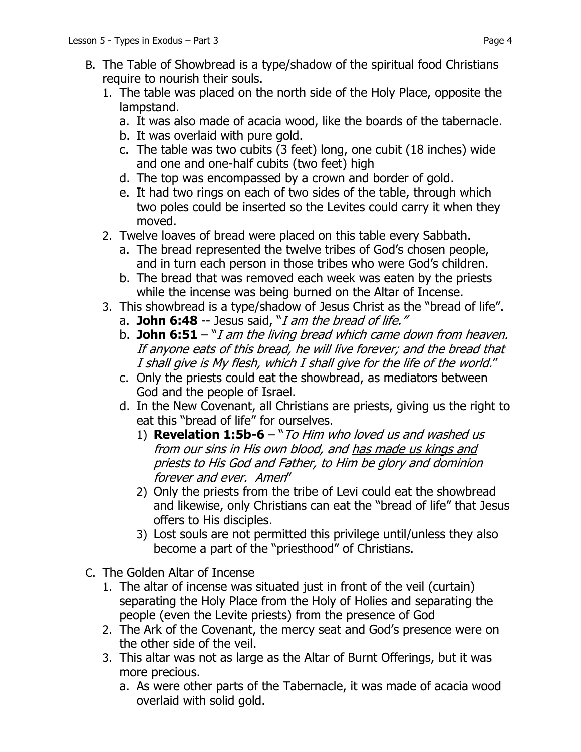B. The Table of Showbread is a type/shadow of the spiritual food Christians require to nourish their souls.

1. The table was placed on the north side of the Holy Place, opposite the lampstand.
   a. It was also made of acacia wood, like the boards of the tabernacle.
   b. It was overlaid with pure gold.
   c. The table was two cubits (3 feet) long, one cubit (18 inches) wide and one and one-half cubits (two feet) high
   d. The top was encompassed by a crown and border of gold.
   e. It had two rings on each of two sides of the table, through which two poles could be inserted so the Levites could carry it when they moved.
2. Twelve loaves of bread were placed on this table every Sabbath.
   a. The bread represented the twelve tribes of God's chosen people, and in turn each person in those tribes who were God's children.
   b. The bread that was removed each week was eaten by the priests while the incense was being burned on the Altar of Incense.
3. This showbread is a type/shadow of Jesus Christ as the "bread of life".
   a. **John 6:48** -- Jesus said, "*I am the bread of life.*"
   b. **John 6:51** – "*I am the living bread which came down from heaven. If anyone eats of this bread, he will live forever; and the bread that I shall give is My flesh, which I shall give for the life of the world.*"
   c. Only the priests could eat the showbread, as mediators between God and the people of Israel.
   d. In the New Covenant, all Christians are priests, giving us the right to eat this "bread of life" for ourselves.
      1) **Revelation 1:5b-6** – "*To Him who loved us and washed us from our sins in His own blood, and <u>has made us kings and priests to His God</u> and Father, to Him be glory and dominion forever and ever. Amen*"
      2) Only the priests from the tribe of Levi could eat the showbread and likewise, only Christians can eat the "bread of life" that Jesus offers to His disciples.
      3) Lost souls are not permitted this privilege until/unless they also become a part of the "priesthood" of Christians.

C. The Golden Altar of Incense

1. The altar of incense was situated just in front of the veil (curtain) separating the Holy Place from the Holy of Holies and separating the people (even the Levite priests) from the presence of God
2. The Ark of the Covenant, the mercy seat and God's presence were on the other side of the veil.
3. This altar was not as large as the Altar of Burnt Offerings, but it was more precious.
   a. As were other parts of the Tabernacle, it was made of acacia wood overlaid with solid gold.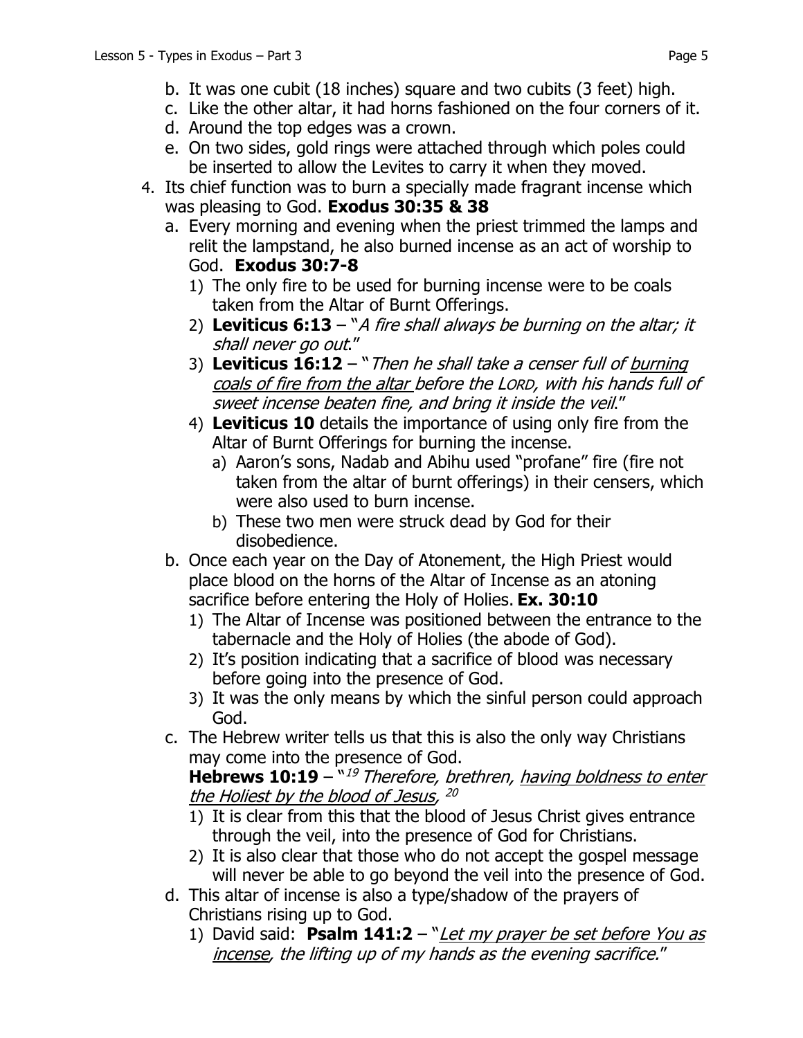b. It was one cubit (18 inches) square and two cubits (3 feet) high.
   c. Like the other altar, it had horns fashioned on the four corners of it.
   d. Around the top edges was a crown.
   e. On two sides, gold rings were attached through which poles could be inserted to allow the Levites to carry it when they moved.

4. Its chief function was to burn a specially made fragrant incense which was pleasing to God. **Exodus 30:35 & 38**
   a. Every morning and evening when the priest trimmed the lamps and relit the lampstand, he also burned incense as an act of worship to God. **Exodus 30:7-8**
      1) The only fire to be used for burning incense were to be coals taken from the Altar of Burnt Offerings.
      2) **Leviticus 6:13** – "*A fire shall always be burning on the altar; it shall never go out*."
      3) **Leviticus 16:12** – "*Then he shall take a censer full of <u>burning coals of fire from the altar</u> before the LORD, with his hands full of sweet incense beaten fine, and bring it inside the veil*."
      4) **Leviticus 10** details the importance of using only fire from the Altar of Burnt Offerings for burning the incense.
         a) Aaron's sons, Nadab and Abihu used "profane" fire (fire not taken from the altar of burnt offerings) in their censers, which were also used to burn incense.
         b) These two men were struck dead by God for their disobedience.
   b. Once each year on the Day of Atonement, the High Priest would place blood on the horns of the Altar of Incense as an atoning sacrifice before entering the Holy of Holies. **Ex. 30:10**
      1) The Altar of Incense was positioned between the entrance to the tabernacle and the Holy of Holies (the abode of God).
      2) It's position indicating that a sacrifice of blood was necessary before going into the presence of God.
      3) It was the only means by which the sinful person could approach God.
   c. The Hebrew writer tells us that this is also the only way Christians may come into the presence of God.
      **Hebrews 10:19** – "[19] *Therefore, brethren, <u>having boldness to enter the Holiest by the blood of Jesus</u>,* [20]
      1) It is clear from this that the blood of Jesus Christ gives entrance through the veil, into the presence of God for Christians.
      2) It is also clear that those who do not accept the gospel message will never be able to go beyond the veil into the presence of God.
   d. This altar of incense is also a type/shadow of the prayers of Christians rising up to God.
      1) David said: **Psalm 141:2** – "*<u>Let my prayer be set before You as incense</u>, the lifting up of my hands as the evening sacrifice.*"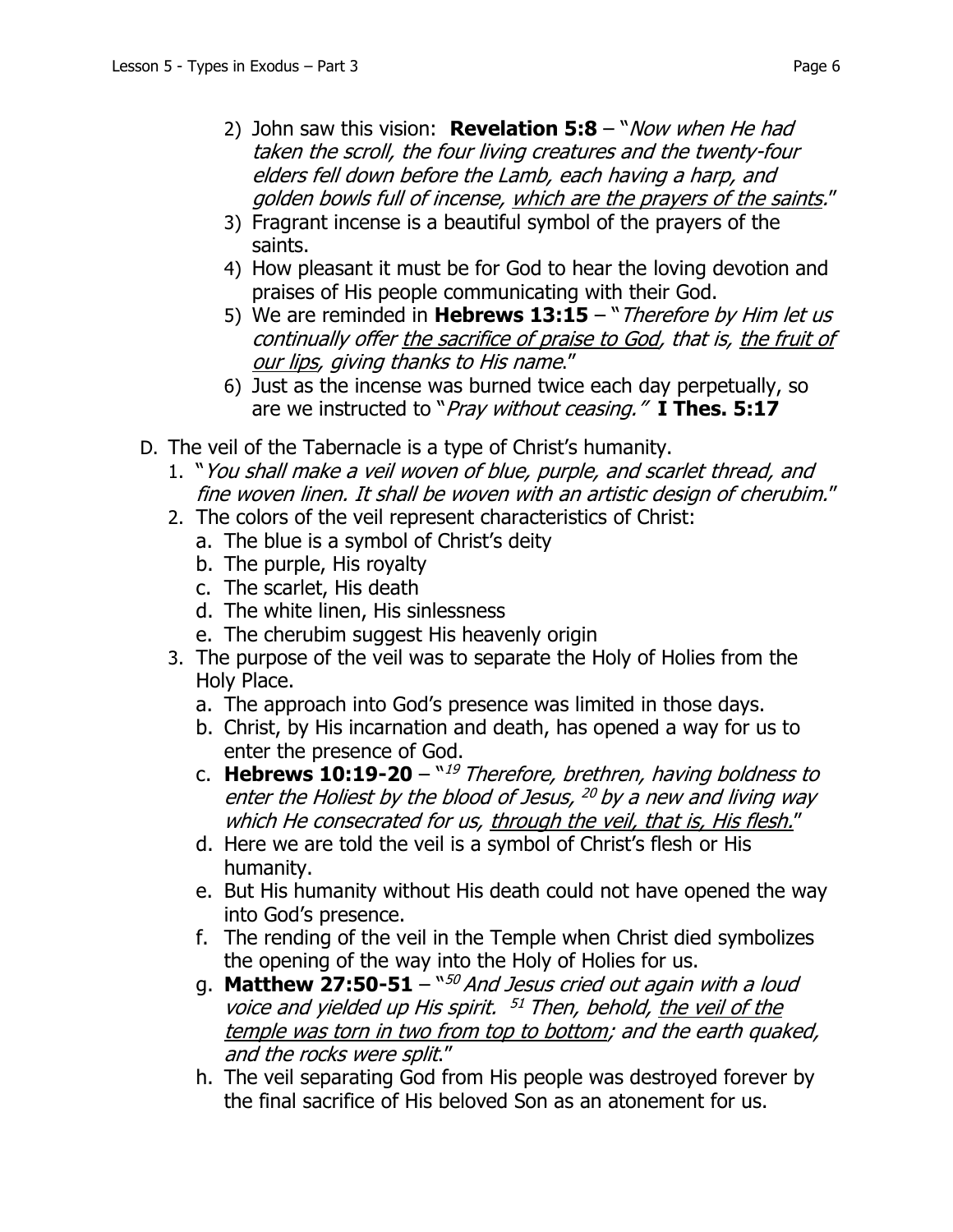2) John saw this vision: **Revelation 5:8** – "*Now when He had taken the scroll, the four living creatures and the twenty-four elders fell down before the Lamb, each having a harp, and golden bowls full of incense, <u>which are the prayers of the saints</u>.*"
3) Fragrant incense is a beautiful symbol of the prayers of the saints.
4) How pleasant it must be for God to hear the loving devotion and praises of His people communicating with their God.
5) We are reminded in **Hebrews 13:15** – "*Therefore by Him let us continually offer <u>the sacrifice of praise to God</u>, that is, <u>the fruit of our lips</u>, giving thanks to His name*."
6) Just as the incense was burned twice each day perpetually, so are we instructed to "*Pray without ceasing.*" **I Thes. 5:17**

D. The veil of the Tabernacle is a type of Christ's humanity.
   1. "*You shall make a veil woven of blue, purple, and scarlet thread, and fine woven linen. It shall be woven with an artistic design of cherubim.*"
   2. The colors of the veil represent characteristics of Christ:
      a. The blue is a symbol of Christ's deity
      b. The purple, His royalty
      c. The scarlet, His death
      d. The white linen, His sinlessness
      e. The cherubim suggest His heavenly origin
   3. The purpose of the veil was to separate the Holy of Holies from the Holy Place.
      a. The approach into God's presence was limited in those days.
      b. Christ, by His incarnation and death, has opened a way for us to enter the presence of God.
      c. **Hebrews 10:19-20** – "[19] *Therefore, brethren, having boldness to enter the Holiest by the blood of Jesus,* [20] *by a new and living way which He consecrated for us, <u>through the veil, that is, His flesh.</u>*"
      d. Here we are told the veil is a symbol of Christ's flesh or His humanity.
      e. But His humanity without His death could not have opened the way into God's presence.
      f. The rending of the veil in the Temple when Christ died symbolizes the opening of the way into the Holy of Holies for us.
      g. **Matthew 27:50-51** – "[50] *And Jesus cried out again with a loud voice and yielded up His spirit.* [51] *Then, behold, <u>the veil of the temple was torn in two from top to bottom</u>; and the earth quaked, and the rocks were split*."
      h. The veil separating God from His people was destroyed forever by the final sacrifice of His beloved Son as an atonement for us.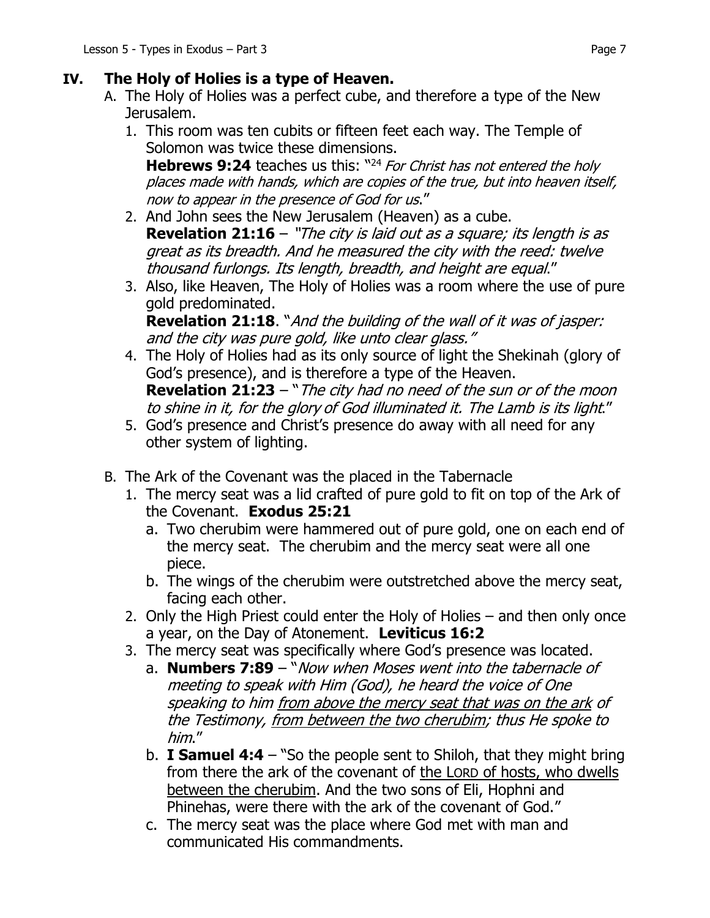## IV. The Holy of Holies is a type of Heaven.

A. The Holy of Holies was a perfect cube, and therefore a type of the New Jerusalem.

1. This room was ten cubits or fifteen feet each way. The Temple of Solomon was twice these dimensions.
   **Hebrews 9:24** teaches us this: "[24] *For Christ has not entered the holy places made with hands, which are copies of the true, but into heaven itself, now to appear in the presence of God for us*."
2. And John sees the New Jerusalem (Heaven) as a cube.
   **Revelation 21:16** – *"The city is laid out as a square; its length is as great as its breadth. And he measured the city with the reed: twelve thousand furlongs. Its length, breadth, and height are equal*."
3. Also, like Heaven, The Holy of Holies was a room where the use of pure gold predominated.
   **Revelation 21:18**. "*And the building of the wall of it was of jasper: and the city was pure gold, like unto clear glass."*
4. The Holy of Holies had as its only source of light the Shekinah (glory of God's presence), and is therefore a type of the Heaven.
   **Revelation 21:23** – "*The city had no need of the sun or of the moon to shine in it, for the glory of God illuminated it. The Lamb is its light*."
5. God's presence and Christ's presence do away with all need for any other system of lighting.

B. The Ark of the Covenant was the placed in the Tabernacle

1. The mercy seat was a lid crafted of pure gold to fit on top of the Ark of the Covenant. **Exodus 25:21**
   a. Two cherubim were hammered out of pure gold, one on each end of the mercy seat. The cherubim and the mercy seat were all one piece.
   b. The wings of the cherubim were outstretched above the mercy seat, facing each other.
2. Only the High Priest could enter the Holy of Holies – and then only once a year, on the Day of Atonement. **Leviticus 16:2**
3. The mercy seat was specifically where God's presence was located.
   a. **Numbers 7:89** – "*Now when Moses went into the tabernacle of meeting to speak with Him (God), he heard the voice of One speaking to him <u>from above the mercy seat that was on the ark</u> of the Testimony, <u>from between the two cherubim</u>; thus He spoke to him*."
   b. **I Samuel 4:4** – "So the people sent to Shiloh, that they might bring from there the ark of the covenant of <u>the LORD of hosts, who dwells between the cherubim</u>. And the two sons of Eli, Hophni and Phinehas, were there with the ark of the covenant of God."
   c. The mercy seat was the place where God met with man and communicated His commandments.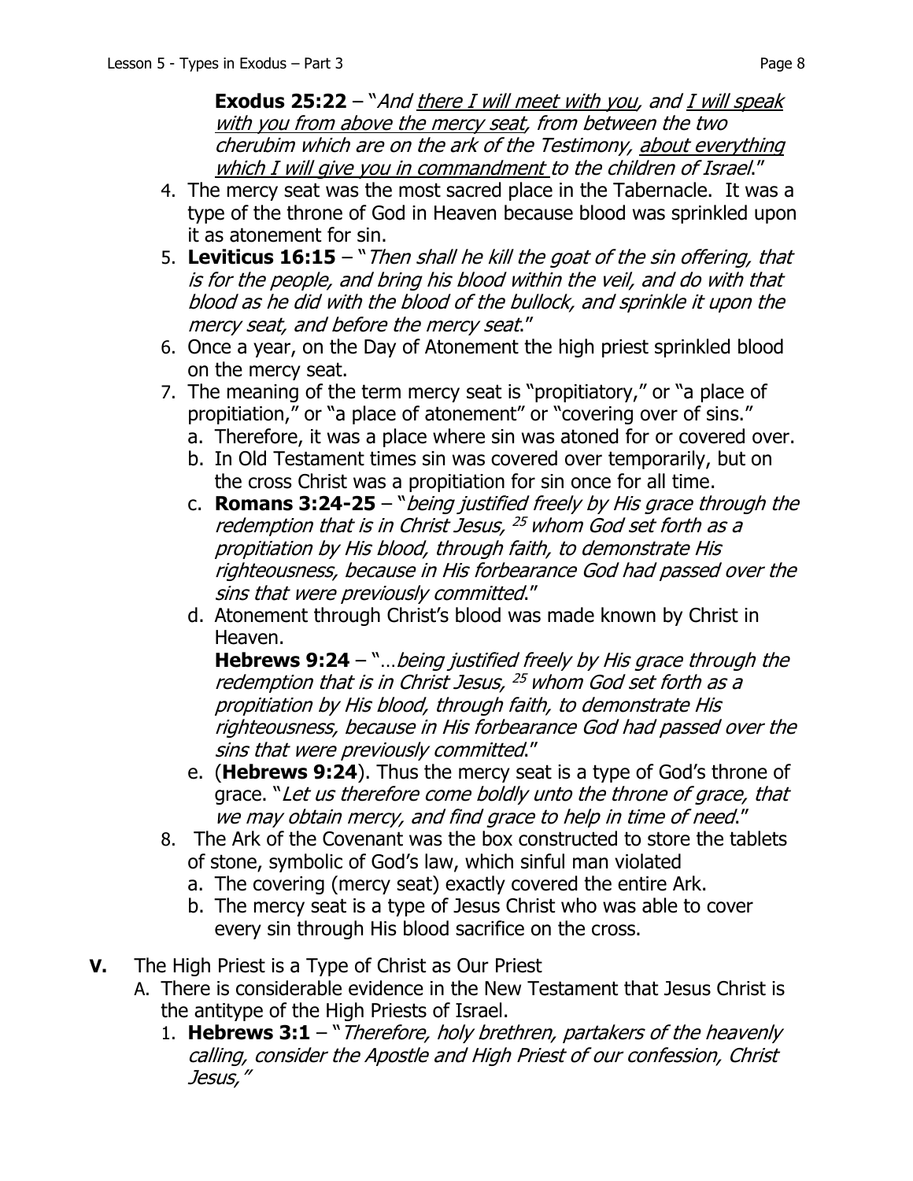**Exodus 25:22** – "*And <u>there I will meet with you</u>, and <u>I will speak with you from above the mercy seat</u>, from between the two cherubim which are on the ark of the Testimony, <u>about everything which I will give you in commandment</u> to the children of Israel*."

4. The mercy seat was the most sacred place in the Tabernacle. It was a type of the throne of God in Heaven because blood was sprinkled upon it as atonement for sin.
5. **Leviticus 16:15** – "*Then shall he kill the goat of the sin offering, that is for the people, and bring his blood within the veil, and do with that blood as he did with the blood of the bullock, and sprinkle it upon the mercy seat, and before the mercy seat*."
6. Once a year, on the Day of Atonement the high priest sprinkled blood on the mercy seat.
7. The meaning of the term mercy seat is "propitiatory," or "a place of propitiation," or "a place of atonement" or "covering over of sins."
   a. Therefore, it was a place where sin was atoned for or covered over.
   b. In Old Testament times sin was covered over temporarily, but on the cross Christ was a propitiation for sin once for all time.
   c. **Romans 3:24-25** – "*being justified freely by His grace through the redemption that is in Christ Jesus, [25] whom God set forth as a propitiation by His blood, through faith, to demonstrate His righteousness, because in His forbearance God had passed over the sins that were previously committed*."
   d. Atonement through Christ's blood was made known by Christ in Heaven.
      **Hebrews 9:24** – "…*being justified freely by His grace through the redemption that is in Christ Jesus, [25] whom God set forth as a propitiation by His blood, through faith, to demonstrate His righteousness, because in His forbearance God had passed over the sins that were previously committed*."
   e. (**Hebrews 9:24**). Thus the mercy seat is a type of God's throne of grace. "*Let us therefore come boldly unto the throne of grace, that we may obtain mercy, and find grace to help in time of need*."
8. The Ark of the Covenant was the box constructed to store the tablets of stone, symbolic of God's law, which sinful man violated
   a. The covering (mercy seat) exactly covered the entire Ark.
   b. The mercy seat is a type of Jesus Christ who was able to cover every sin through His blood sacrifice on the cross.

**V.** The High Priest is a Type of Christ as Our Priest

A. There is considerable evidence in the New Testament that Jesus Christ is the antitype of the High Priests of Israel.

1. **Hebrews 3:1** – "*Therefore, holy brethren, partakers of the heavenly calling, consider the Apostle and High Priest of our confession, Christ Jesus,*"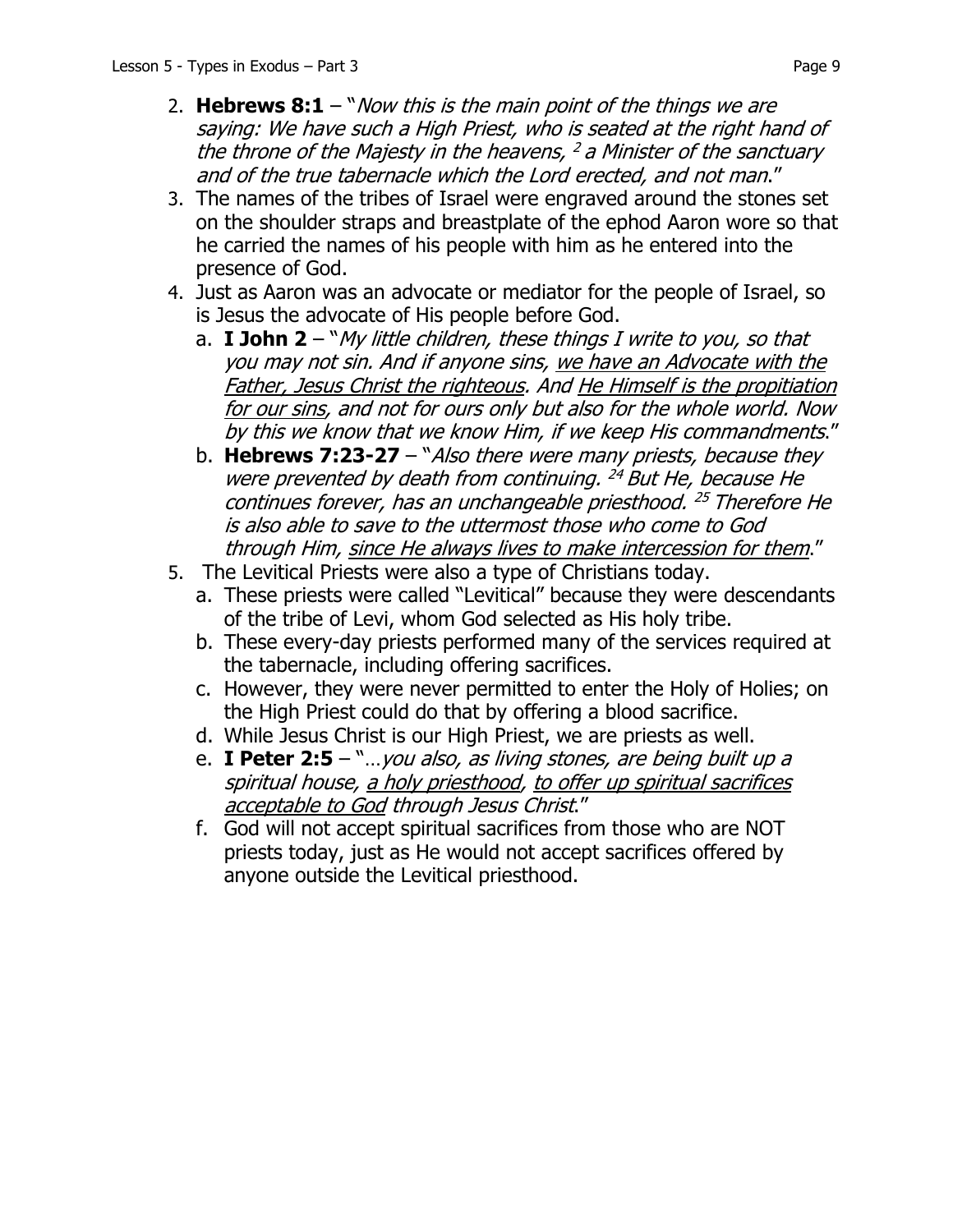2. **Hebrews 8:1** – "*Now this is the main point of the things we are saying: We have such a High Priest, who is seated at the right hand of the throne of the Majesty in the heavens, [2] a Minister of the sanctuary and of the true tabernacle which the Lord erected, and not man*."
3. The names of the tribes of Israel were engraved around the stones set on the shoulder straps and breastplate of the ephod Aaron wore so that he carried the names of his people with him as he entered into the presence of God.
4. Just as Aaron was an advocate or mediator for the people of Israel, so is Jesus the advocate of His people before God.
   a. **I John 2** – "*My little children, these things I write to you, so that you may not sin. And if anyone sins, <u>we have an Advocate with the Father, Jesus Christ the righteous</u>. And <u>He Himself is the propitiation for our sins</u>, and not for ours only but also for the whole world. Now by this we know that we know Him, if we keep His commandments*."
   b. **Hebrews 7:23-27** – "*Also there were many priests, because they were prevented by death from continuing. [24] But He, because He continues forever, has an unchangeable priesthood. [25] Therefore He is also able to save to the uttermost those who come to God through Him, <u>since He always lives to make intercession for them</u>*."
5. The Levitical Priests were also a type of Christians today.
   a. These priests were called "Levitical" because they were descendants of the tribe of Levi, whom God selected as His holy tribe.
   b. These every-day priests performed many of the services required at the tabernacle, including offering sacrifices.
   c. However, they were never permitted to enter the Holy of Holies; on the High Priest could do that by offering a blood sacrifice.
   d. While Jesus Christ is our High Priest, we are priests as well.
   e. **I Peter 2:5** – "…*you also, as living stones, are being built up a spiritual house, <u>a holy priesthood</u>, <u>to offer up spiritual sacrifices acceptable to God</u> through Jesus Christ*."
   f. God will not accept spiritual sacrifices from those who are NOT priests today, just as He would not accept sacrifices offered by anyone outside the Levitical priesthood.